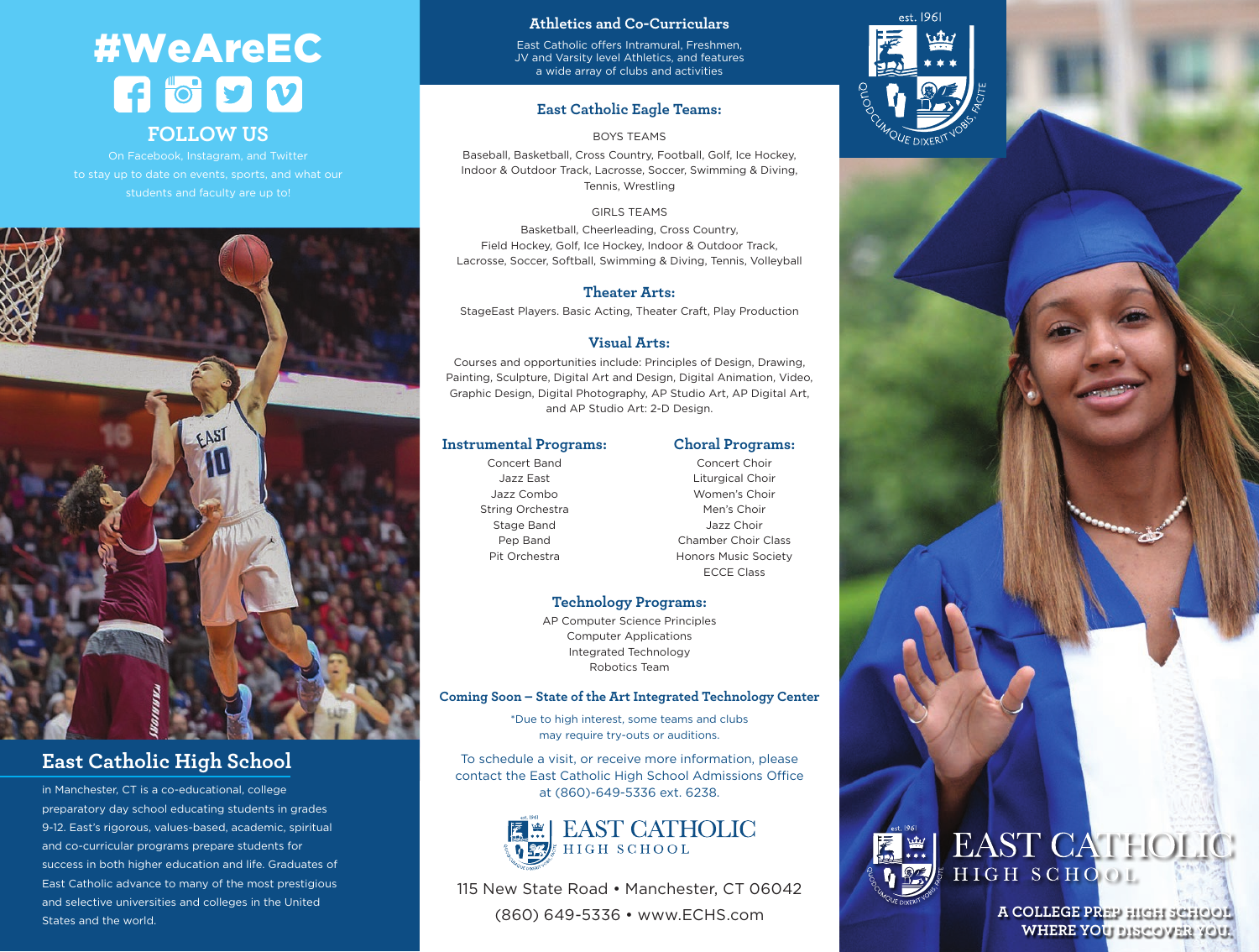# #WeAreEC

## FOLLOW US

On Facebook, Instagram, and Twitter to stay up to date on events, sports, and what our students and faculty are up to!

## East Catholic High School

in Manchester, CT is a co-educational, college preparatory day school educating students in grades 9-12. East's rigorous, values-based, academic, spiritual and co-curricular programs prepare students for success in both higher education and life. Graduates of East Catholic advance to many of the most prestigious and selective universities and colleges in the United States and the world.

## Athletics and Co-Curriculars

East Catholic offers Intramural, Freshmen, JV and Varsity level Athletics, and features a wide array of clubs and activities

### East Catholic Eagle Teams:

BOYS TEAMS

Baseball, Basketball, Cross Country, Football, Golf, Ice Hockey, Indoor & Outdoor Track, Lacrosse, Soccer, Swimming & Diving, Tennis, Wrestling

GIRLS TEAMS

Basketball, Cheerleading, Cross Country, Field Hockey, Golf, Ice Hockey, Indoor & Outdoor Track, Lacrosse, Soccer, Softball, Swimming & Diving, Tennis, Volleyball

### Theater Arts:

StageEast Players. Basic Acting, Theater Craft, Play Production

### Visual Arts:

Courses and opportunities include: Principles of Design, Drawing, Painting, Sculpture, Digital Art and Design, Digital Animation, Video, Graphic Design, Digital Photography, AP Studio Art, AP Digital Art, and AP Studio Art: 2-D Design.

### Instrumental Programs:

- Concert Band
- Jazz East
- Jazz Combo
- String Orchestra
- Stage Band
- Pep Band
- Pit Orchestra

### Choral Programs:

- Concert Choir
- Liturgical Choir
- Women's Choir
- Men's Choir
- Jazz Choir
- Chamber Choir Class
- Honors Music Society
- ECCE Class

### Technology Programs:

- AP Computer Science Principles
- Computer Applications
- Integrated Technology
- Robotics Team

### Coming Soon – State of the Art Integrated Technology Center

*Due to high interest, some teams and clubs may require try-outs or auditions.

To schedule a visit, or receive more information, please contact the East Catholic High School Admissions Office at (860)-649-5336 ext. 6238.

EAST CATHOLIC HIGH SCHOOL

115 New State Road • Manchester, CT 06042

(860) 649-5336 • www.ECHS.com

est. 1961

QUODCUMQUE DIXERIT VOBIS, FACITE

EAST CATHOLIC HIGH SCHOOL

A COLLEGE PREP HIGH SCHOOL WHERE YOU DISCOVER YOU.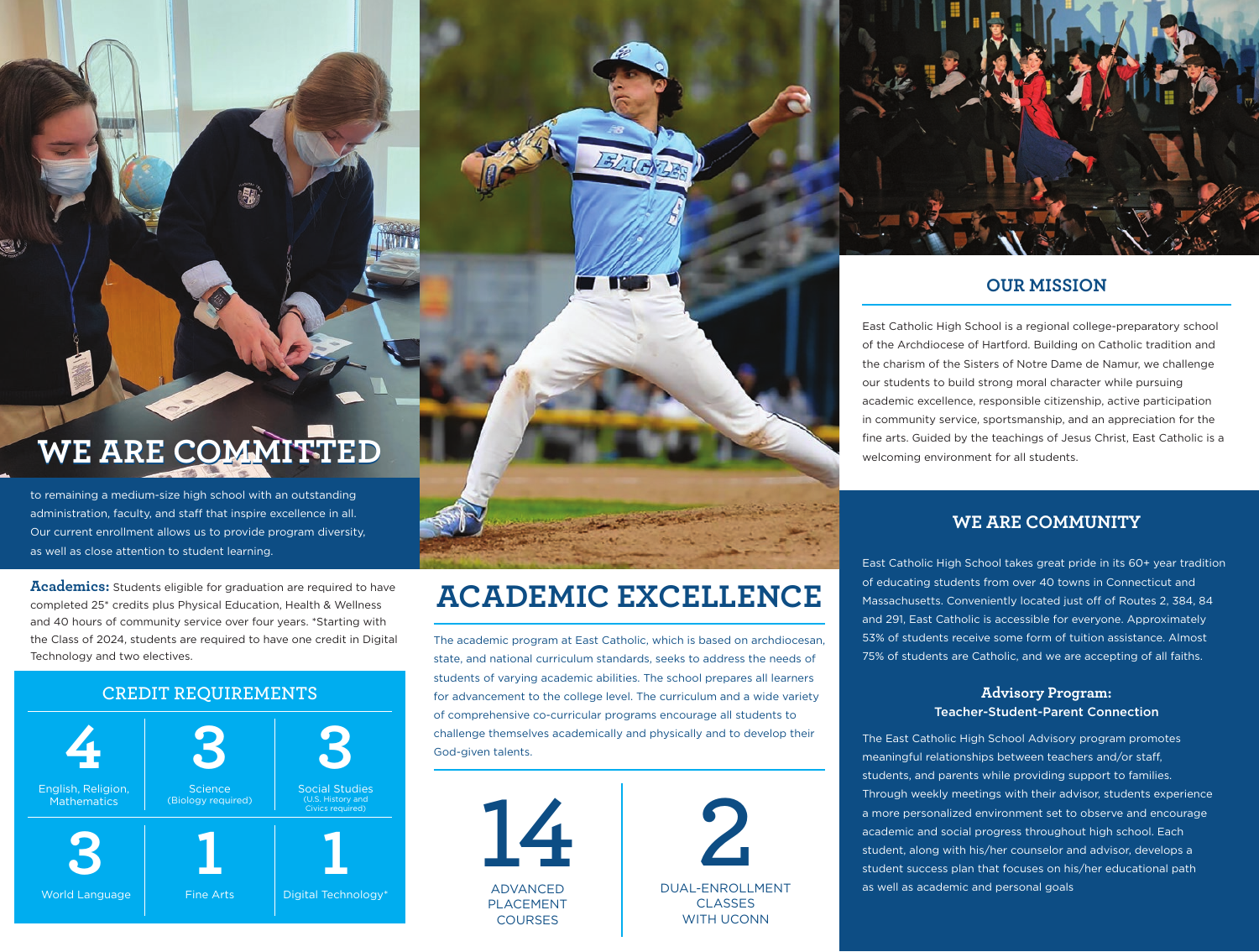## WE ARE COMMITTED

to remaining a medium-size high school with an outstanding administration, faculty, and staff that inspire excellence in all. Our current enrollment allows us to provide program diversity, as well as close attention to student learning.

**Academics:** Students eligible for graduation are required to have completed 25* credits plus Physical Education, Health & Wellness and 40 hours of community service over four years. *Starting with the Class of 2024, students are required to have one credit in Digital Technology and two electives.

### CREDIT REQUIREMENTS

| | | |
|---|---|---|
| **4** English, Religion, Mathematics | **3** Science (Biology required) | **3** Social Studies (U.S. History and Civics required) |
| **3** World Language | **1** Fine Arts | **1** Digital Technology* |

## ACADEMIC EXCELLENCE

The academic program at East Catholic, which is based on archdiocesan, state, and national curriculum standards, seeks to address the needs of students of varying academic abilities. The school prepares all learners for advancement to the college level. The curriculum and a wide variety of comprehensive co-curricular programs encourage all students to challenge themselves academically and physically and to develop their God-given talents.

**14** ADVANCED PLACEMENT COURSES

**2** DUAL-ENROLLMENT CLASSES WITH UCONN

## OUR MISSION

East Catholic High School is a regional college-preparatory school of the Archdiocese of Hartford. Building on Catholic tradition and the charism of the Sisters of Notre Dame de Namur, we challenge our students to build strong moral character while pursuing academic excellence, responsible citizenship, active participation in community service, sportsmanship, and an appreciation for the fine arts. Guided by the teachings of Jesus Christ, East Catholic is a welcoming environment for all students.

## WE ARE COMMUNITY

East Catholic High School takes great pride in its 60+ year tradition of educating students from over 40 towns in Connecticut and Massachusetts. Conveniently located just off of Routes 2, 384, 84 and 291, East Catholic is accessible for everyone. Approximately 53% of students receive some form of tuition assistance. Almost 75% of students are Catholic, and we are accepting of all faiths.

### Advisory Program:
**Teacher-Student-Parent Connection**

The East Catholic High School Advisory program promotes meaningful relationships between teachers and/or staff, students, and parents while providing support to families. Through weekly meetings with their advisor, students experience a more personalized environment set to observe and encourage academic and social progress throughout high school. Each student, along with his/her counselor and advisor, develops a student success plan that focuses on his/her educational path as well as academic and personal goals